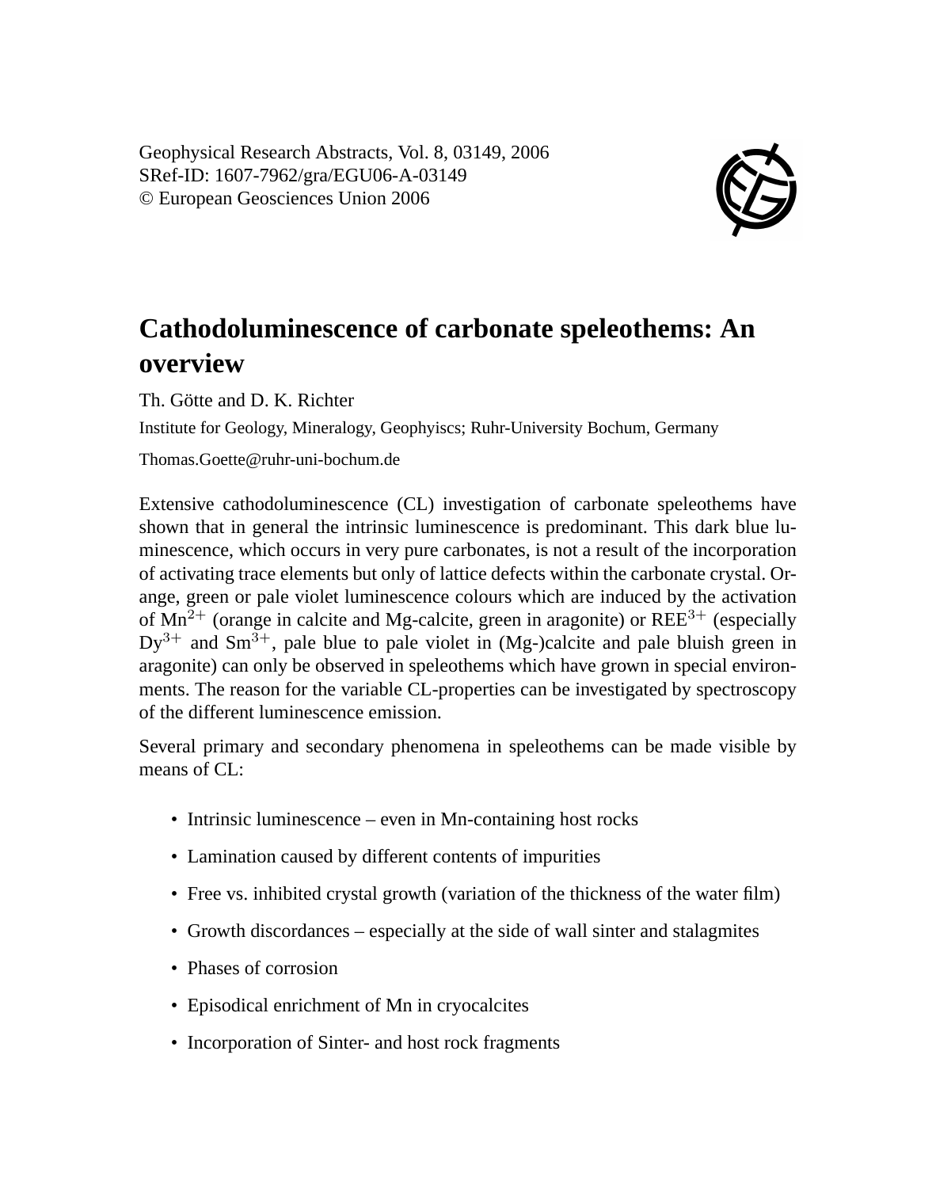Geophysical Research Abstracts, Vol. 8, 03149, 2006
SRef-ID: 1607-7962/gra/EGU06-A-03149
© European Geosciences Union 2006

# Cathodoluminescence of carbonate speleothems: An overview

Th. Götte and D. K. Richter

Institute for Geology, Mineralogy, Geophyiscs; Ruhr-University Bochum, Germany

Thomas.Goette@ruhr-uni-bochum.de

Extensive cathodoluminescence (CL) investigation of carbonate speleothems have shown that in general the intrinsic luminescence is predominant. This dark blue luminescence, which occurs in very pure carbonates, is not a result of the incorporation of activating trace elements but only of lattice defects within the carbonate crystal. Orange, green or pale violet luminescence colours which are induced by the activation of $Mn^{2+}$ (orange in calcite and Mg-calcite, green in aragonite) or $REE^{3+}$ (especially $Dy^{3+}$ and $Sm^{3+}$, pale blue to pale violet in (Mg-)calcite and pale bluish green in aragonite) can only be observed in speleothems which have grown in special environments. The reason for the variable CL-properties can be investigated by spectroscopy of the different luminescence emission.

Several primary and secondary phenomena in speleothems can be made visible by means of CL:

- Intrinsic luminescence – even in Mn-containing host rocks
- Lamination caused by different contents of impurities
- Free vs. inhibited crystal growth (variation of the thickness of the water film)
- Growth discordances – especially at the side of wall sinter and stalagmites
- Phases of corrosion
- Episodical enrichment of Mn in cryocalcites
- Incorporation of Sinter- and host rock fragments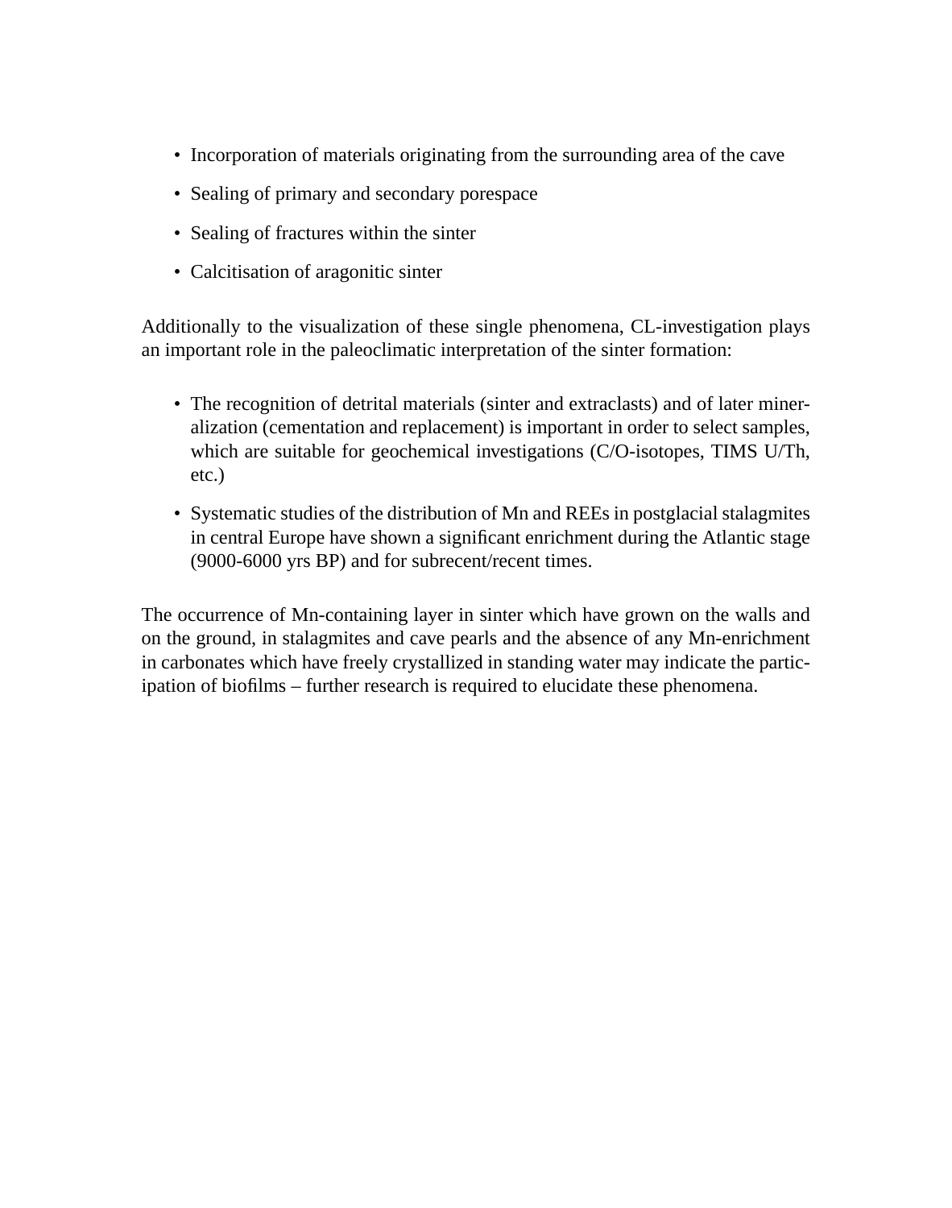- Incorporation of materials originating from the surrounding area of the cave
- Sealing of primary and secondary porespace
- Sealing of fractures within the sinter
- Calcitisation of aragonitic sinter

Additionally to the visualization of these single phenomena, CL-investigation plays an important role in the paleoclimatic interpretation of the sinter formation:

- The recognition of detrital materials (sinter and extraclasts) and of later mineralization (cementation and replacement) is important in order to select samples, which are suitable for geochemical investigations (C/O-isotopes, TIMS U/Th, etc.)
- Systematic studies of the distribution of Mn and REEs in postglacial stalagmites in central Europe have shown a significant enrichment during the Atlantic stage (9000-6000 yrs BP) and for subrecent/recent times.

The occurrence of Mn-containing layer in sinter which have grown on the walls and on the ground, in stalagmites and cave pearls and the absence of any Mn-enrichment in carbonates which have freely crystallized in standing water may indicate the participation of biofilms – further research is required to elucidate these phenomena.